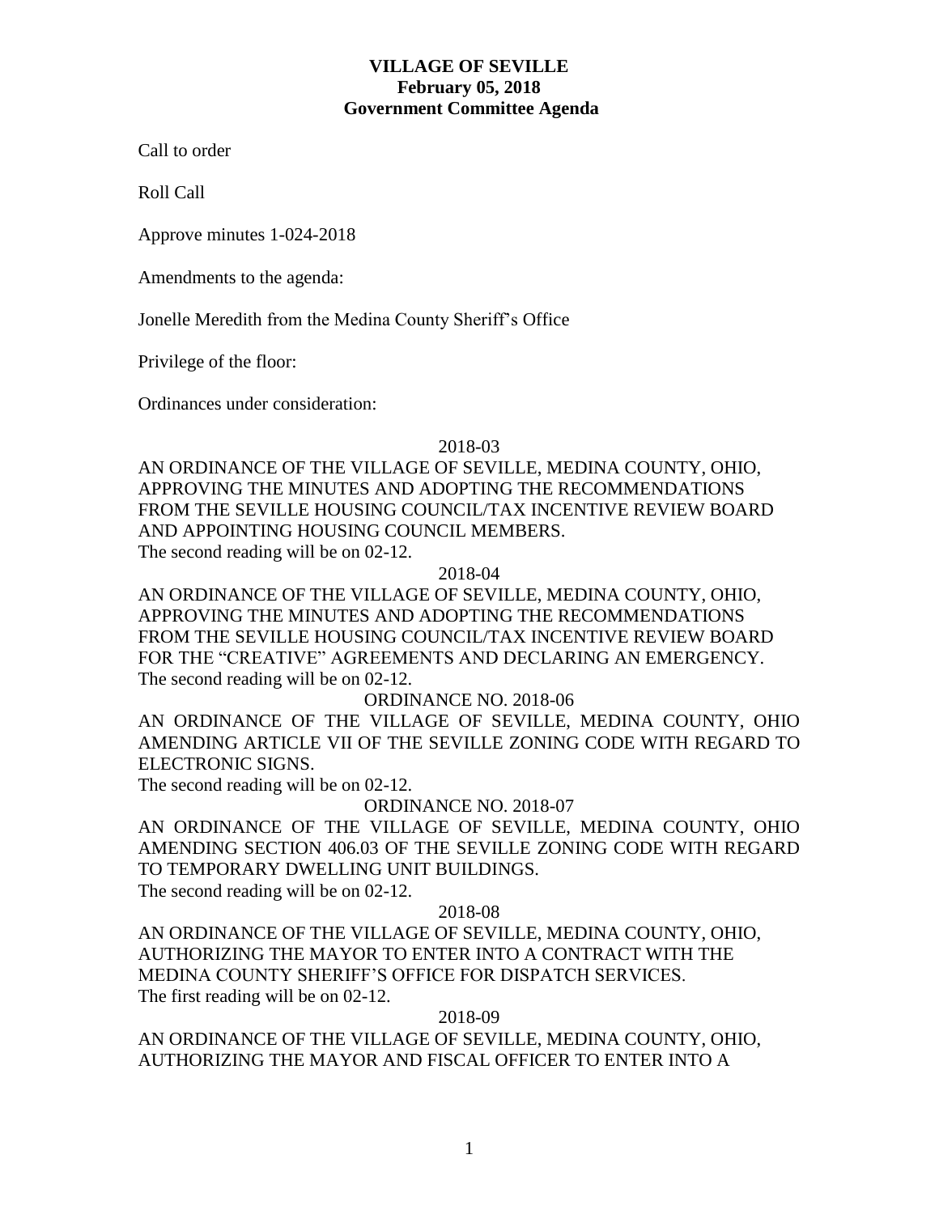**VILLAGE OF SEVILLE**
**February 05, 2018**
**Government Committee Agenda**

Call to order

Roll Call

Approve minutes 1-024-2018

Amendments to the agenda:

Jonelle Meredith from the Medina County Sheriff's Office

Privilege of the floor:

Ordinances under consideration:

2018-03

AN ORDINANCE OF THE VILLAGE OF SEVILLE, MEDINA COUNTY, OHIO, APPROVING THE MINUTES AND ADOPTING THE RECOMMENDATIONS FROM THE SEVILLE HOUSING COUNCIL/TAX INCENTIVE REVIEW BOARD AND APPOINTING HOUSING COUNCIL MEMBERS.
The second reading will be on 02-12.

2018-04

AN ORDINANCE OF THE VILLAGE OF SEVILLE, MEDINA COUNTY, OHIO, APPROVING THE MINUTES AND ADOPTING THE RECOMMENDATIONS FROM THE SEVILLE HOUSING COUNCIL/TAX INCENTIVE REVIEW BOARD FOR THE "CREATIVE" AGREEMENTS AND DECLARING AN EMERGENCY.
The second reading will be on 02-12.

ORDINANCE NO. 2018-06

AN ORDINANCE OF THE VILLAGE OF SEVILLE, MEDINA COUNTY, OHIO AMENDING ARTICLE VII OF THE SEVILLE ZONING CODE WITH REGARD TO ELECTRONIC SIGNS.
The second reading will be on 02-12.

ORDINANCE NO. 2018-07

AN ORDINANCE OF THE VILLAGE OF SEVILLE, MEDINA COUNTY, OHIO AMENDING SECTION 406.03 OF THE SEVILLE ZONING CODE WITH REGARD TO TEMPORARY DWELLING UNIT BUILDINGS.
The second reading will be on 02-12.

2018-08

AN ORDINANCE OF THE VILLAGE OF SEVILLE, MEDINA COUNTY, OHIO, AUTHORIZING THE MAYOR TO ENTER INTO A CONTRACT WITH THE MEDINA COUNTY SHERIFF'S OFFICE FOR DISPATCH SERVICES.
The first reading will be on 02-12.

2018-09

AN ORDINANCE OF THE VILLAGE OF SEVILLE, MEDINA COUNTY, OHIO, AUTHORIZING THE MAYOR AND FISCAL OFFICER TO ENTER INTO A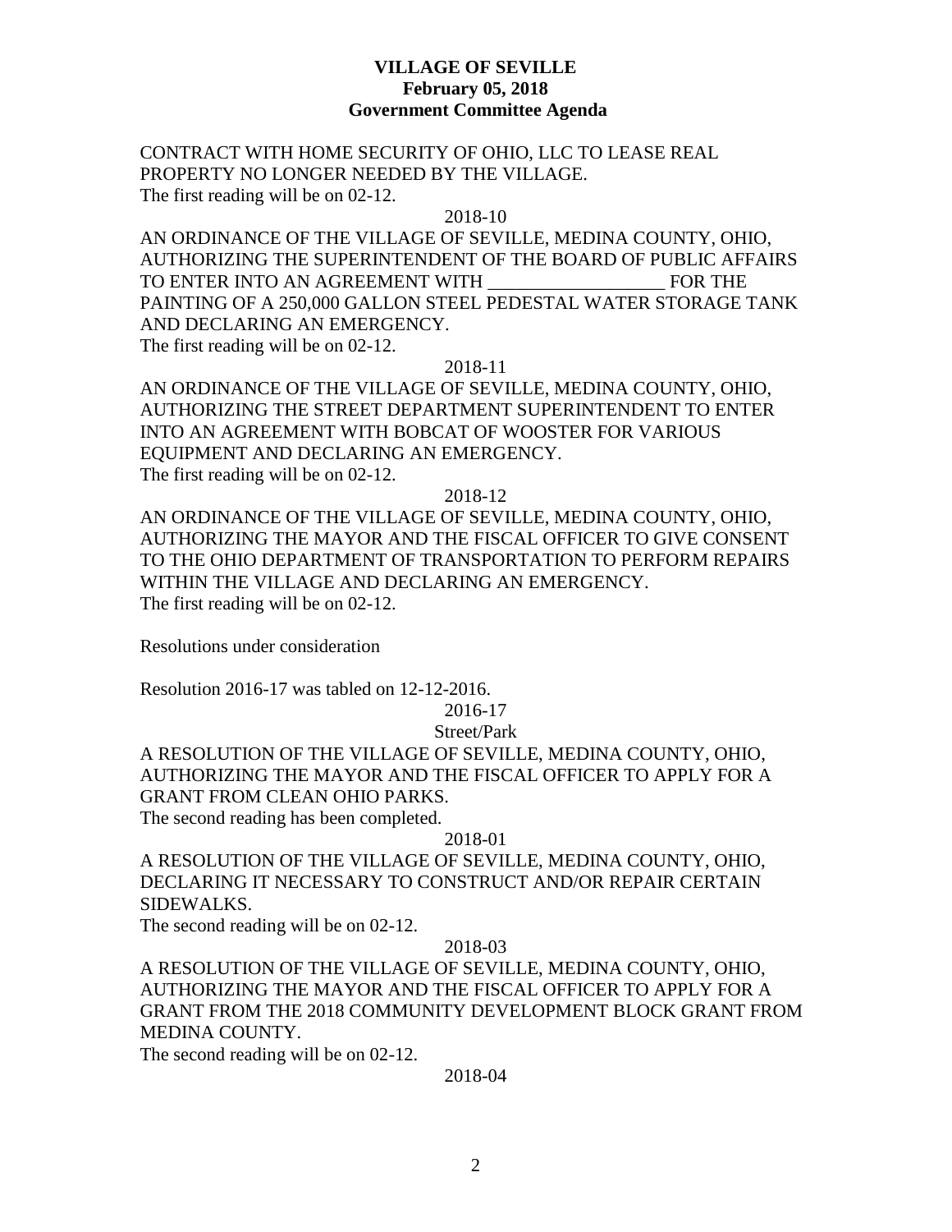**VILLAGE OF SEVILLE**
**February 05, 2018**
**Government Committee Agenda**

CONTRACT WITH HOME SECURITY OF OHIO, LLC TO LEASE REAL PROPERTY NO LONGER NEEDED BY THE VILLAGE.
The first reading will be on 02-12.

2018-10

AN ORDINANCE OF THE VILLAGE OF SEVILLE, MEDINA COUNTY, OHIO, AUTHORIZING THE SUPERINTENDENT OF THE BOARD OF PUBLIC AFFAIRS TO ENTER INTO AN AGREEMENT WITH ___________________ FOR THE PAINTING OF A 250,000 GALLON STEEL PEDESTAL WATER STORAGE TANK AND DECLARING AN EMERGENCY.
The first reading will be on 02-12.

2018-11

AN ORDINANCE OF THE VILLAGE OF SEVILLE, MEDINA COUNTY, OHIO, AUTHORIZING THE STREET DEPARTMENT SUPERINTENDENT TO ENTER INTO AN AGREEMENT WITH BOBCAT OF WOOSTER FOR VARIOUS EQUIPMENT AND DECLARING AN EMERGENCY.
The first reading will be on 02-12.

2018-12

AN ORDINANCE OF THE VILLAGE OF SEVILLE, MEDINA COUNTY, OHIO, AUTHORIZING THE MAYOR AND THE FISCAL OFFICER TO GIVE CONSENT TO THE OHIO DEPARTMENT OF TRANSPORTATION TO PERFORM REPAIRS WITHIN THE VILLAGE AND DECLARING AN EMERGENCY.
The first reading will be on 02-12.

Resolutions under consideration

Resolution 2016-17 was tabled on 12-12-2016.

2016-17

Street/Park

A RESOLUTION OF THE VILLAGE OF SEVILLE, MEDINA COUNTY, OHIO, AUTHORIZING THE MAYOR AND THE FISCAL OFFICER TO APPLY FOR A GRANT FROM CLEAN OHIO PARKS.
The second reading has been completed.

2018-01

A RESOLUTION OF THE VILLAGE OF SEVILLE, MEDINA COUNTY, OHIO, DECLARING IT NECESSARY TO CONSTRUCT AND/OR REPAIR CERTAIN SIDEWALKS.
The second reading will be on 02-12.

2018-03

A RESOLUTION OF THE VILLAGE OF SEVILLE, MEDINA COUNTY, OHIO, AUTHORIZING THE MAYOR AND THE FISCAL OFFICER TO APPLY FOR A GRANT FROM THE 2018 COMMUNITY DEVELOPMENT BLOCK GRANT FROM MEDINA COUNTY.
The second reading will be on 02-12.

2018-04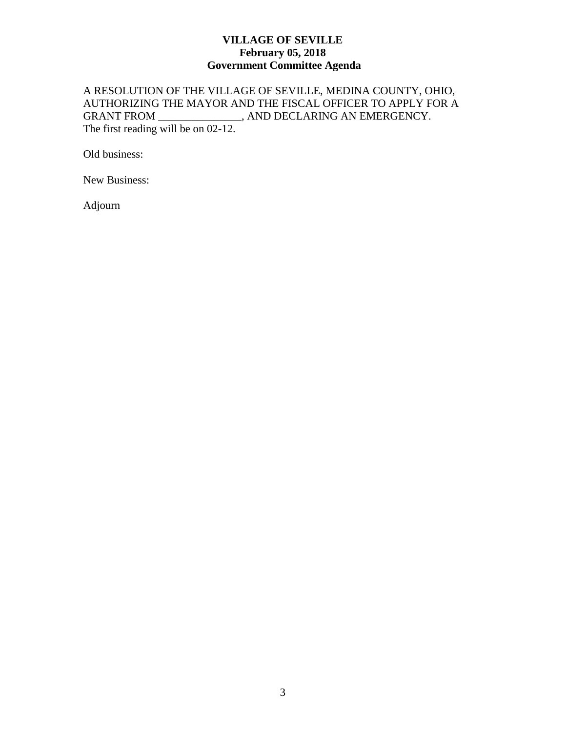**VILLAGE OF SEVILLE**
**February 05, 2018**
**Government Committee Agenda**

A RESOLUTION OF THE VILLAGE OF SEVILLE, MEDINA COUNTY, OHIO, AUTHORIZING THE MAYOR AND THE FISCAL OFFICER TO APPLY FOR A GRANT FROM _______________, AND DECLARING AN EMERGENCY.
The first reading will be on 02-12.

Old business:

New Business:

Adjourn